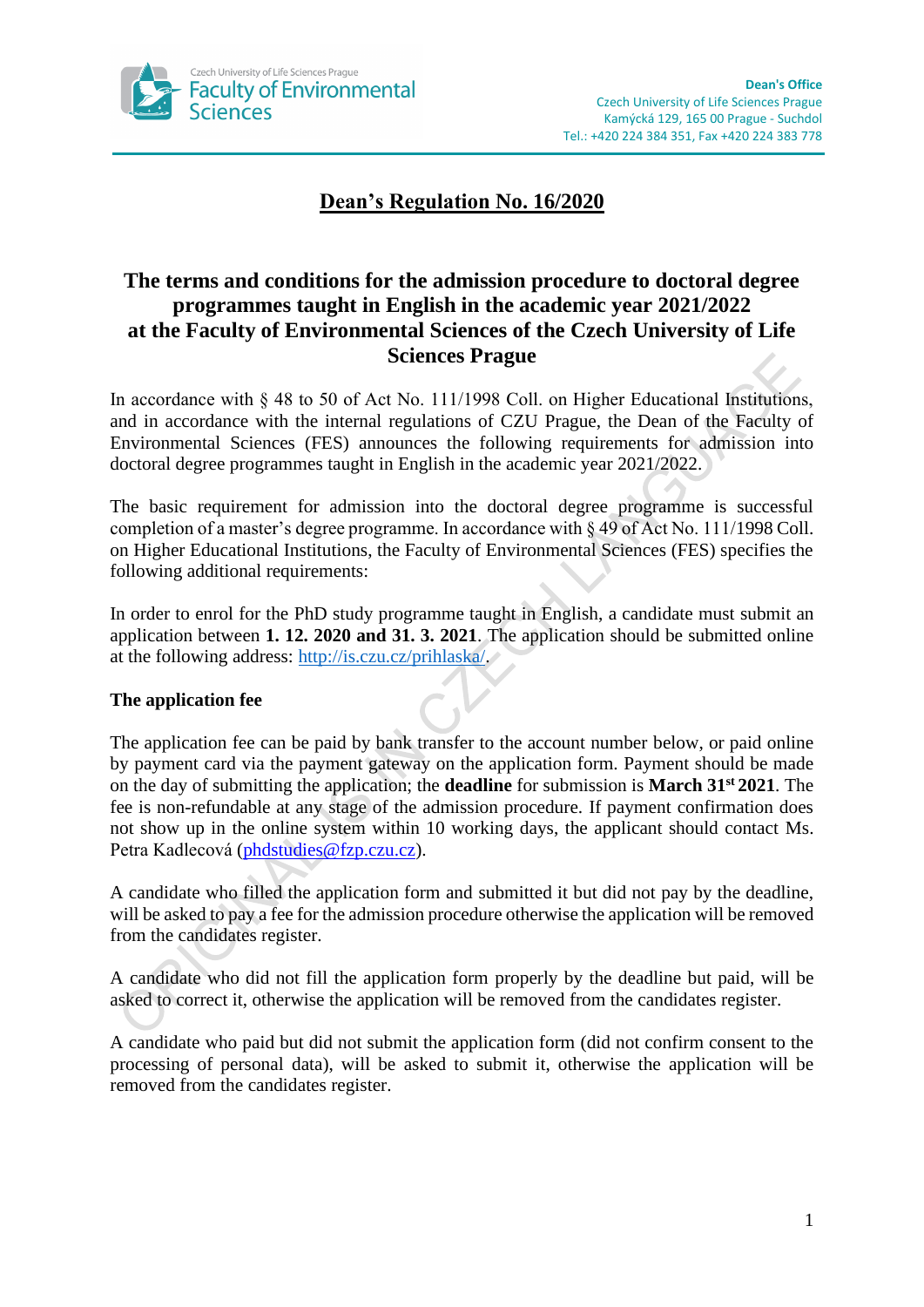Czech University of Life Sciences Prague
Faculty of Environmental Sciences

**Dean's Office**
Czech University of Life Sciences Prague
Kamýcká 129, 165 00 Prague - Suchdol
Tel.: +420 224 384 351, Fax +420 224 383 778

# Dean's Regulation No. 16/2020

## The terms and conditions for the admission procedure to doctoral degree programmes taught in English in the academic year 2021/2022 at the Faculty of Environmental Sciences of the Czech University of Life Sciences Prague

In accordance with § 48 to 50 of Act No. 111/1998 Coll. on Higher Educational Institutions, and in accordance with the internal regulations of CZU Prague, the Dean of the Faculty of Environmental Sciences (FES) announces the following requirements for admission into doctoral degree programmes taught in English in the academic year 2021/2022.

The basic requirement for admission into the doctoral degree programme is successful completion of a master's degree programme. In accordance with § 49 of Act No. 111/1998 Coll. on Higher Educational Institutions, the Faculty of Environmental Sciences (FES) specifies the following additional requirements:

In order to enrol for the PhD study programme taught in English, a candidate must submit an application between **1. 12. 2020 and 31. 3. 2021**. The application should be submitted online at the following address: http://is.czu.cz/prihlaska/.

**The application fee**

The application fee can be paid by bank transfer to the account number below, or paid online by payment card via the payment gateway on the application form. Payment should be made on the day of submitting the application; the **deadline** for submission is **March 31st 2021**. The fee is non-refundable at any stage of the admission procedure. If payment confirmation does not show up in the online system within 10 working days, the applicant should contact Ms. Petra Kadlecová (phdstudies@fzp.czu.cz).

A candidate who filled the application form and submitted it but did not pay by the deadline, will be asked to pay a fee for the admission procedure otherwise the application will be removed from the candidates register.

A candidate who did not fill the application form properly by the deadline but paid, will be asked to correct it, otherwise the application will be removed from the candidates register.

A candidate who paid but did not submit the application form (did not confirm consent to the processing of personal data), will be asked to submit it, otherwise the application will be removed from the candidates register.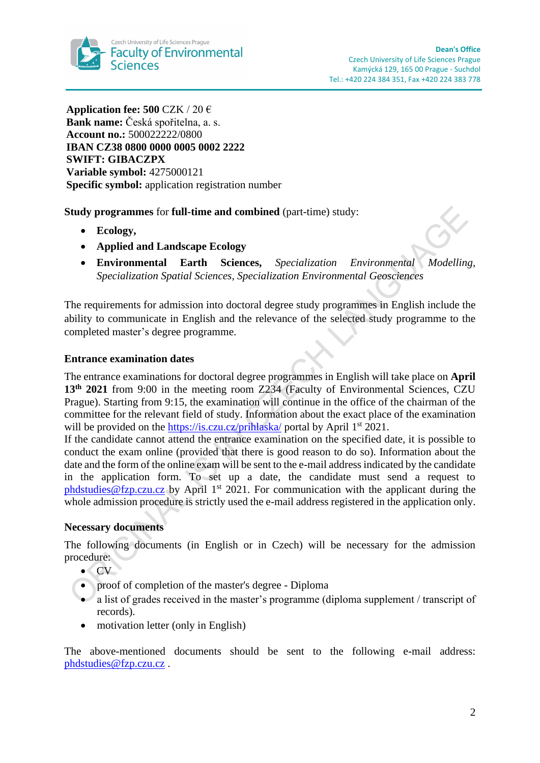**Application fee: 500** CZK / 20 €
**Bank name:** Česká spořitelna, a. s.
**Account no.:** 500022222/0800
**IBAN CZ38 0800 0000 0005 0002 2222**
**SWIFT: GIBACZPX**
**Variable symbol:** 4275000121
**Specific symbol:** application registration number

**Study programmes** for **full-time and combined** (part-time) study:

- **Ecology,**
- **Applied and Landscape Ecology**
- **Environmental Earth Sciences,** *Specialization Environmental Modelling, Specialization Spatial Sciences, Specialization Environmental Geosciences*

The requirements for admission into doctoral degree study programmes in English include the ability to communicate in English and the relevance of the selected study programme to the completed master's degree programme.

### Entrance examination dates

The entrance examinations for doctoral degree programmes in English will take place on **April 13th 2021** from 9:00 in the meeting room Z234 (Faculty of Environmental Sciences, CZU Prague). Starting from 9:15, the examination will continue in the office of the chairman of the committee for the relevant field of study. Information about the exact place of the examination will be provided on the https://is.czu.cz/prihlaska/ portal by April 1st 2021.
If the candidate cannot attend the entrance examination on the specified date, it is possible to conduct the exam online (provided that there is good reason to do so). Information about the date and the form of the online exam will be sent to the e-mail address indicated by the candidate in the application form. To set up a date, the candidate must send a request to phdstudies@fzp.czu.cz by April 1st 2021. For communication with the applicant during the whole admission procedure is strictly used the e-mail address registered in the application only.

### Necessary documents

The following documents (in English or in Czech) will be necessary for the admission procedure:

- CV
- proof of completion of the master's degree - Diploma
- a list of grades received in the master's programme (diploma supplement / transcript of records).
- motivation letter (only in English)

The above-mentioned documents should be sent to the following e-mail address: phdstudies@fzp.czu.cz .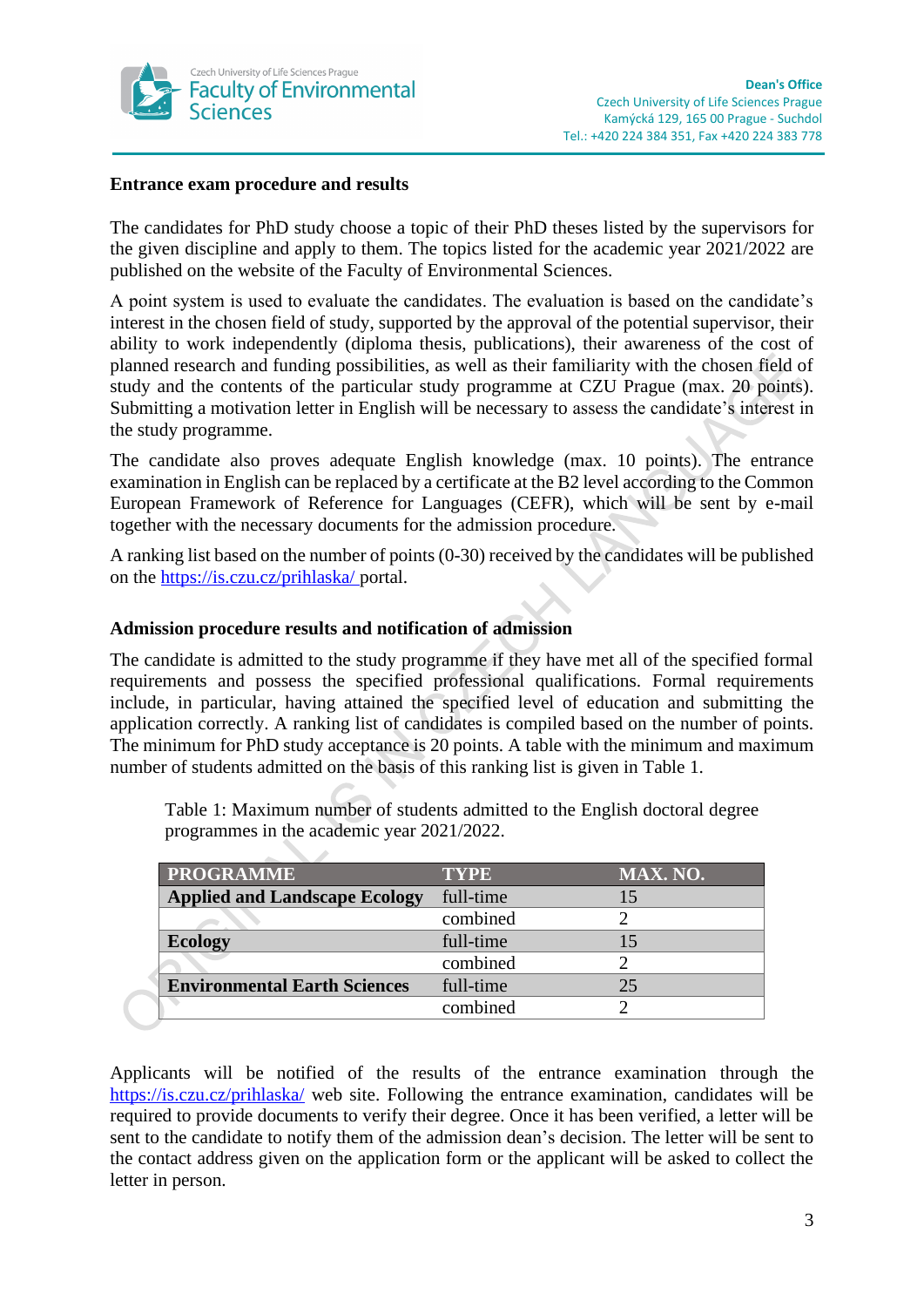## Entrance exam procedure and results

The candidates for PhD study choose a topic of their PhD theses listed by the supervisors for the given discipline and apply to them. The topics listed for the academic year 2021/2022 are published on the website of the Faculty of Environmental Sciences.

A point system is used to evaluate the candidates. The evaluation is based on the candidate's interest in the chosen field of study, supported by the approval of the potential supervisor, their ability to work independently (diploma thesis, publications), their awareness of the cost of planned research and funding possibilities, as well as their familiarity with the chosen field of study and the contents of the particular study programme at CZU Prague (max. 20 points). Submitting a motivation letter in English will be necessary to assess the candidate's interest in the study programme.

The candidate also proves adequate English knowledge (max. 10 points). The entrance examination in English can be replaced by a certificate at the B2 level according to the Common European Framework of Reference for Languages (CEFR), which will be sent by e-mail together with the necessary documents for the admission procedure.

A ranking list based on the number of points (0-30) received by the candidates will be published on the https://is.czu.cz/prihlaska/ portal.

## Admission procedure results and notification of admission

The candidate is admitted to the study programme if they have met all of the specified formal requirements and possess the specified professional qualifications. Formal requirements include, in particular, having attained the specified level of education and submitting the application correctly. A ranking list of candidates is compiled based on the number of points. The minimum for PhD study acceptance is 20 points. A table with the minimum and maximum number of students admitted on the basis of this ranking list is given in Table 1.

Table 1: Maximum number of students admitted to the English doctoral degree programmes in the academic year 2021/2022.

| PROGRAMME | TYPE | MAX. NO. |
|---|---|---|
| **Applied and Landscape Ecology** | full-time | 15 |
| | combined | 2 |
| **Ecology** | full-time | 15 |
| | combined | 2 |
| **Environmental Earth Sciences** | full-time | 25 |
| | combined | 2 |

Applicants will be notified of the results of the entrance examination through the https://is.czu.cz/prihlaska/ web site. Following the entrance examination, candidates will be required to provide documents to verify their degree. Once it has been verified, a letter will be sent to the candidate to notify them of the admission dean's decision. The letter will be sent to the contact address given on the application form or the applicant will be asked to collect the letter in person.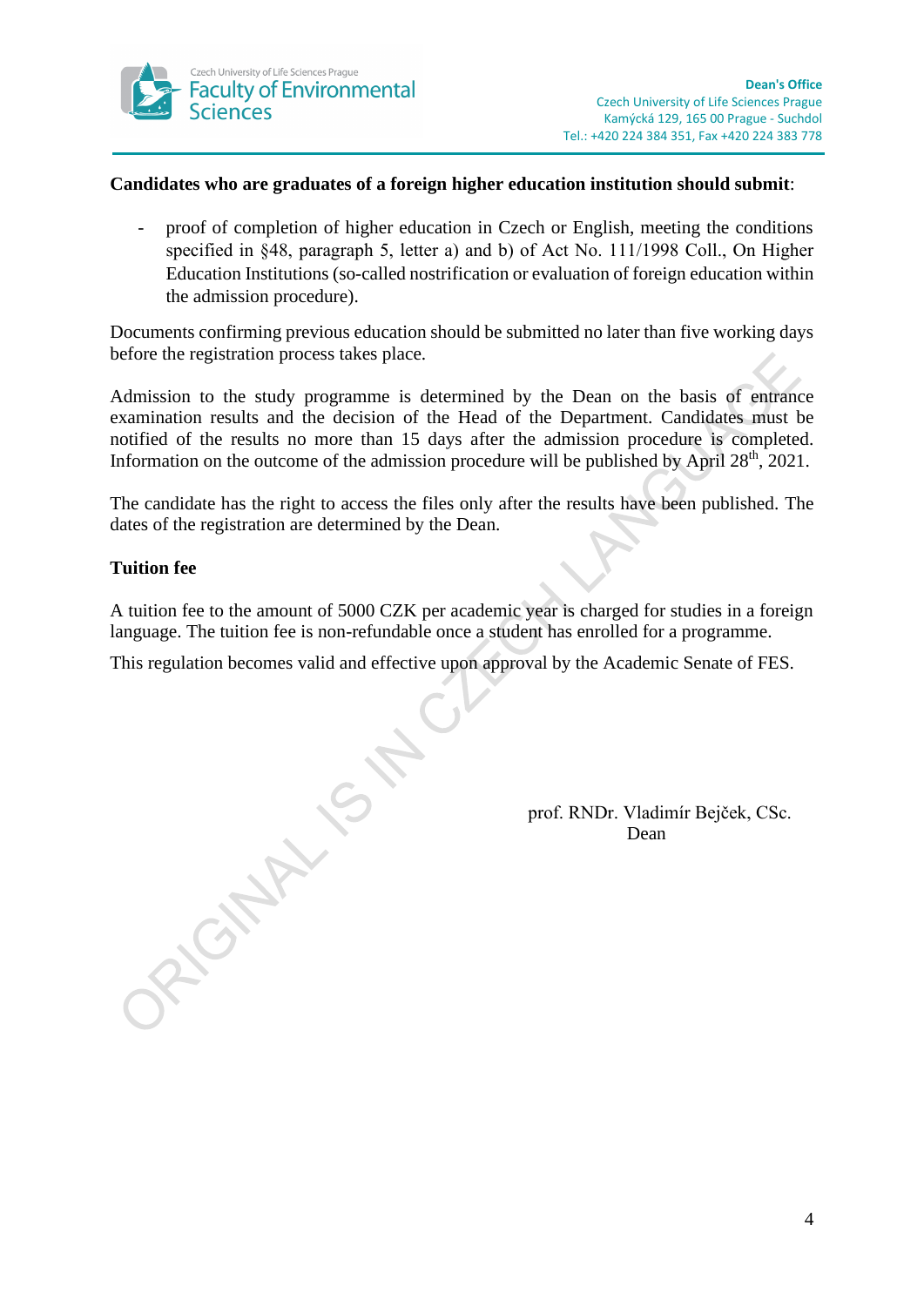**Candidates who are graduates of a foreign higher education institution should submit**:

- proof of completion of higher education in Czech or English, meeting the conditions specified in §48, paragraph 5, letter a) and b) of Act No. 111/1998 Coll., On Higher Education Institutions (so-called nostrification or evaluation of foreign education within the admission procedure).

Documents confirming previous education should be submitted no later than five working days before the registration process takes place.

Admission to the study programme is determined by the Dean on the basis of entrance examination results and the decision of the Head of the Department. Candidates must be notified of the results no more than 15 days after the admission procedure is completed. Information on the outcome of the admission procedure will be published by April 28th, 2021.

The candidate has the right to access the files only after the results have been published. The dates of the registration are determined by the Dean.

**Tuition fee**

A tuition fee to the amount of 5000 CZK per academic year is charged for studies in a foreign language. The tuition fee is non-refundable once a student has enrolled for a programme.

This regulation becomes valid and effective upon approval by the Academic Senate of FES.

prof. RNDr. Vladimír Bejček, CSc.
Dean